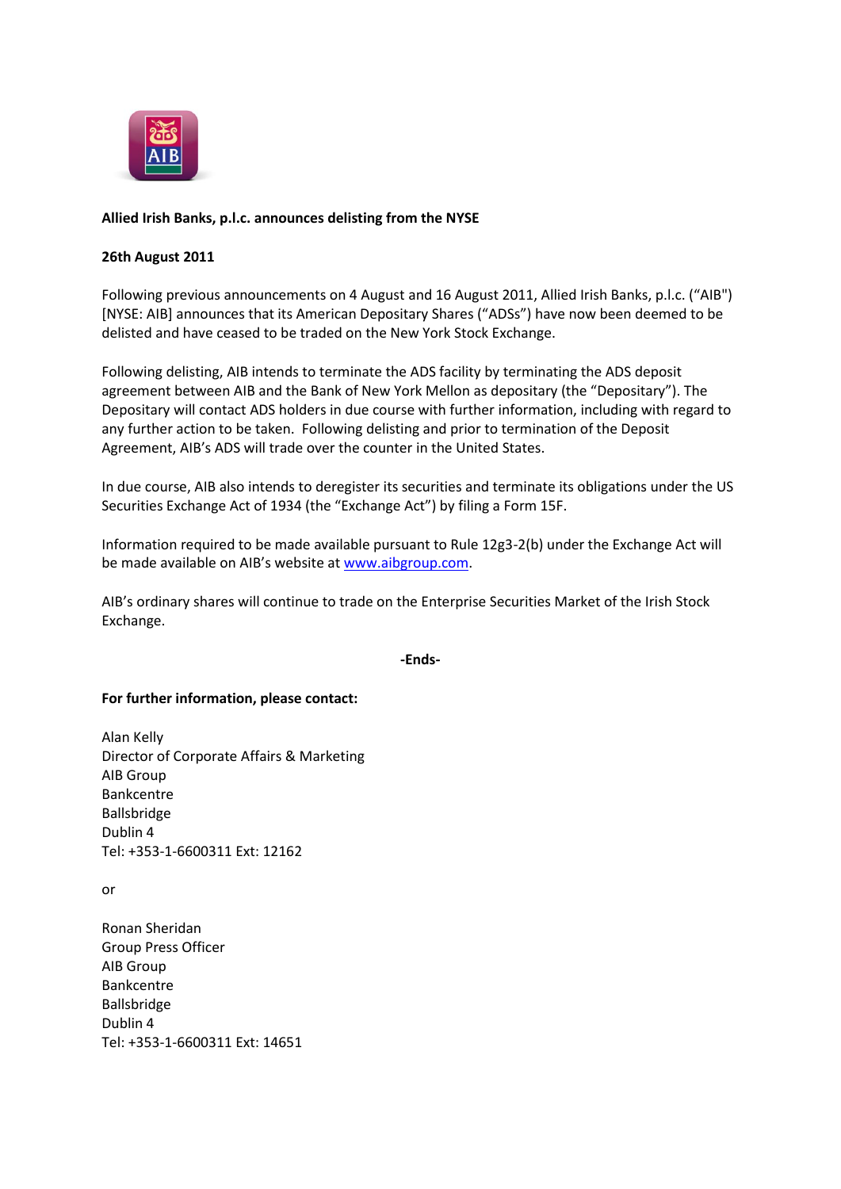**Allied Irish Banks, p.l.c. announces delisting from the NYSE**

**26th August 2011**

Following previous announcements on 4 August and 16 August 2011, Allied Irish Banks, p.l.c. ("AIB") [NYSE: AIB] announces that its American Depositary Shares ("ADSs") have now been deemed to be delisted and have ceased to be traded on the New York Stock Exchange.

Following delisting, AIB intends to terminate the ADS facility by terminating the ADS deposit agreement between AIB and the Bank of New York Mellon as depositary (the "Depositary"). The Depositary will contact ADS holders in due course with further information, including with regard to any further action to be taken. Following delisting and prior to termination of the Deposit Agreement, AIB's ADS will trade over the counter in the United States.

In due course, AIB also intends to deregister its securities and terminate its obligations under the US Securities Exchange Act of 1934 (the "Exchange Act") by filing a Form 15F.

Information required to be made available pursuant to Rule 12g3-2(b) under the Exchange Act will be made available on AIB's website at www.aibgroup.com.

AIB's ordinary shares will continue to trade on the Enterprise Securities Market of the Irish Stock Exchange.

**-Ends-**

**For further information, please contact:**

Alan Kelly
Director of Corporate Affairs & Marketing
AIB Group
Bankcentre
Ballsbridge
Dublin 4
Tel: +353-1-6600311 Ext: 12162

or

Ronan Sheridan
Group Press Officer
AIB Group
Bankcentre
Ballsbridge
Dublin 4
Tel: +353-1-6600311 Ext: 14651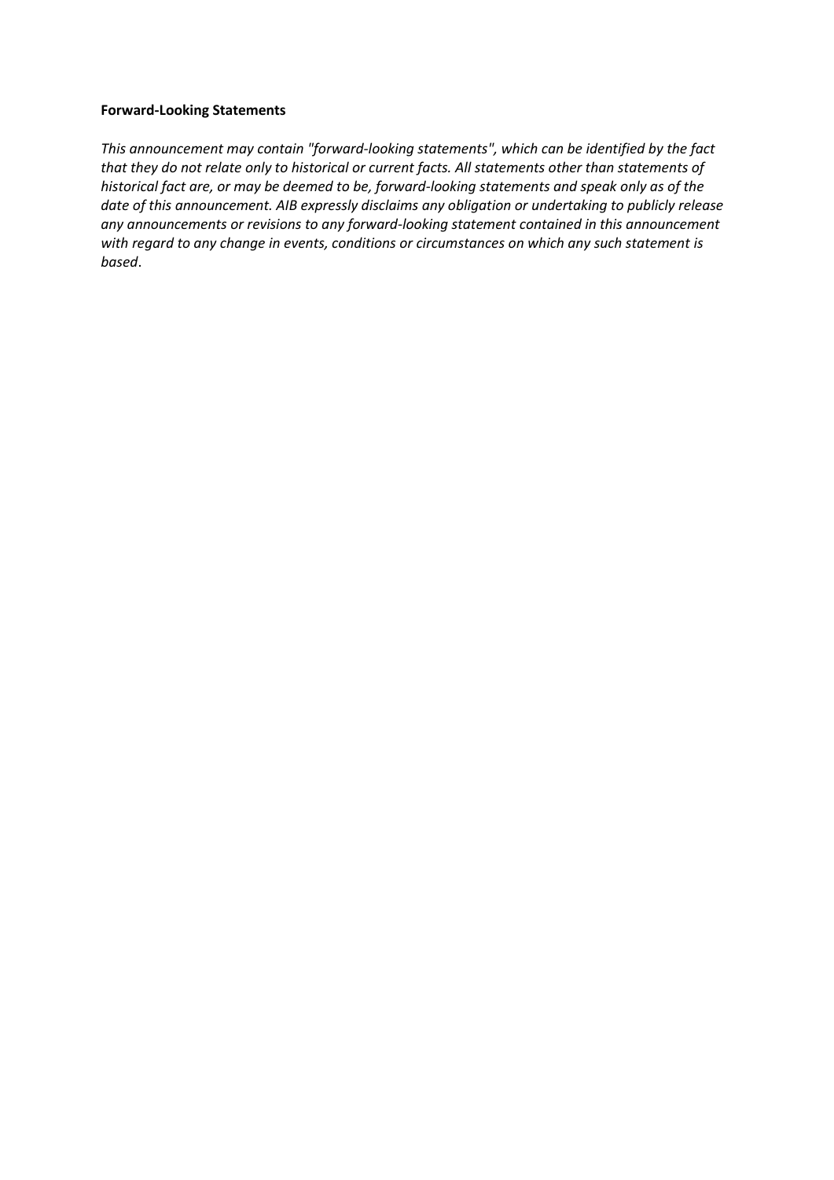**Forward-Looking Statements**

*This announcement may contain "forward-looking statements", which can be identified by the fact that they do not relate only to historical or current facts. All statements other than statements of historical fact are, or may be deemed to be, forward-looking statements and speak only as of the date of this announcement. AIB expressly disclaims any obligation or undertaking to publicly release any announcements or revisions to any forward-looking statement contained in this announcement with regard to any change in events, conditions or circumstances on which any such statement is based*.